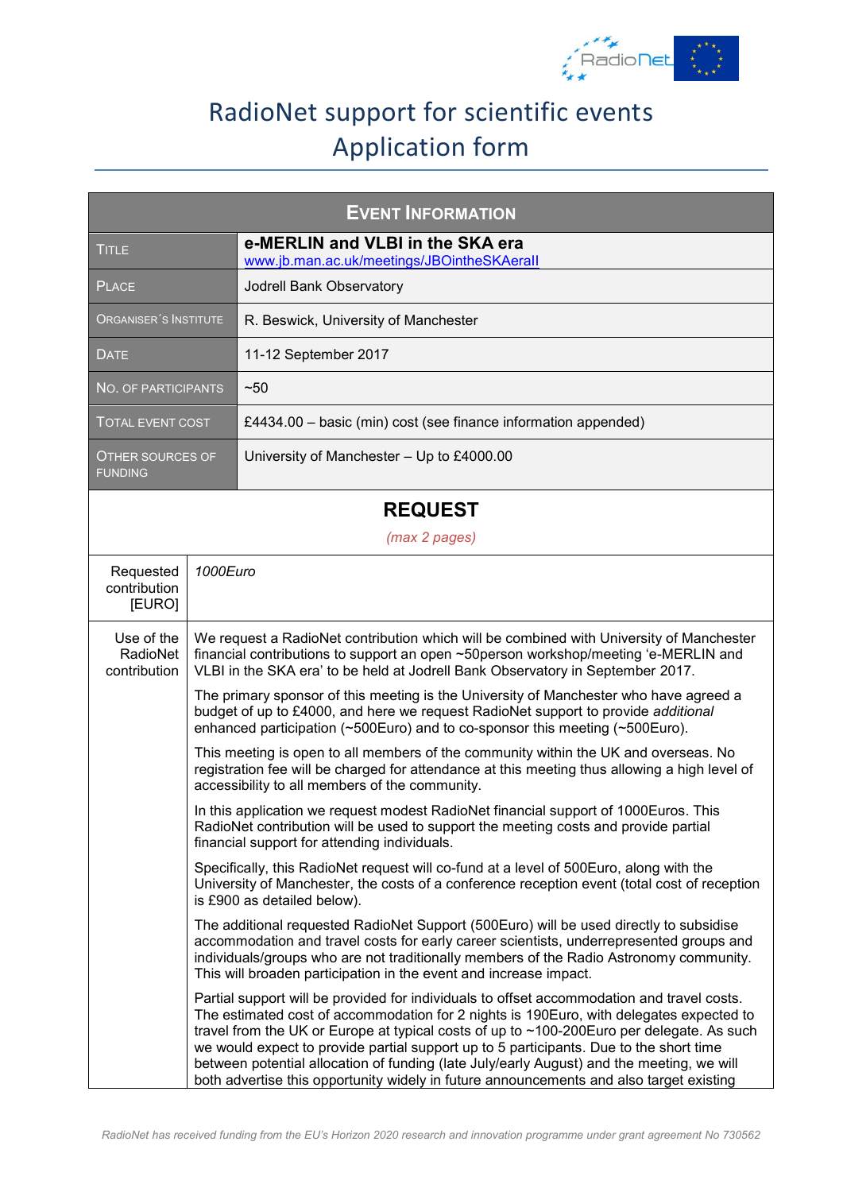# RadioNet support for scientific events
## Application form

| **EVENT INFORMATION** | |
|---|---|
| TITLE | **e-MERLIN and VLBI in the SKA era** www.jb.man.ac.uk/meetings/JBOintheSKAeraII |
| PLACE | Jodrell Bank Observatory |
| ORGANISER´S INSTITUTE | R. Beswick, University of Manchester |
| DATE | 11-12 September 2017 |
| NO. OF PARTICIPANTS | ~50 |
| TOTAL EVENT COST | £4434.00 – basic (min) cost (see finance information appended) |
| OTHER SOURCES OF FUNDING | University of Manchester – Up to £4000.00 |

## REQUEST

*(max 2 pages)*

| Requested contribution [EURO] | *1000Euro* |
|---|---|
| Use of the RadioNet contribution | We request a RadioNet contribution which will be combined with University of Manchester financial contributions to support an open ~50person workshop/meeting 'e-MERLIN and VLBI in the SKA era' to be held at Jodrell Bank Observatory in September 2017. |

The primary sponsor of this meeting is the University of Manchester who have agreed a budget of up to £4000, and here we request RadioNet support to provide *additional* enhanced participation (~500Euro) and to co-sponsor this meeting (~500Euro).

This meeting is open to all members of the community within the UK and overseas. No registration fee will be charged for attendance at this meeting thus allowing a high level of accessibility to all members of the community.

In this application we request modest RadioNet financial support of 1000Euros. This RadioNet contribution will be used to support the meeting costs and provide partial financial support for attending individuals.

Specifically, this RadioNet request will co-fund at a level of 500Euro, along with the University of Manchester, the costs of a conference reception event (total cost of reception is £900 as detailed below).

The additional requested RadioNet Support (500Euro) will be used directly to subsidise accommodation and travel costs for early career scientists, underrepresented groups and individuals/groups who are not traditionally members of the Radio Astronomy community. This will broaden participation in the event and increase impact.

Partial support will be provided for individuals to offset accommodation and travel costs. The estimated cost of accommodation for 2 nights is 190Euro, with delegates expected to travel from the UK or Europe at typical costs of up to ~100-200Euro per delegate. As such we would expect to provide partial support up to 5 participants. Due to the short time between potential allocation of funding (late July/early August) and the meeting, we will both advertise this opportunity widely in future announcements and also target existing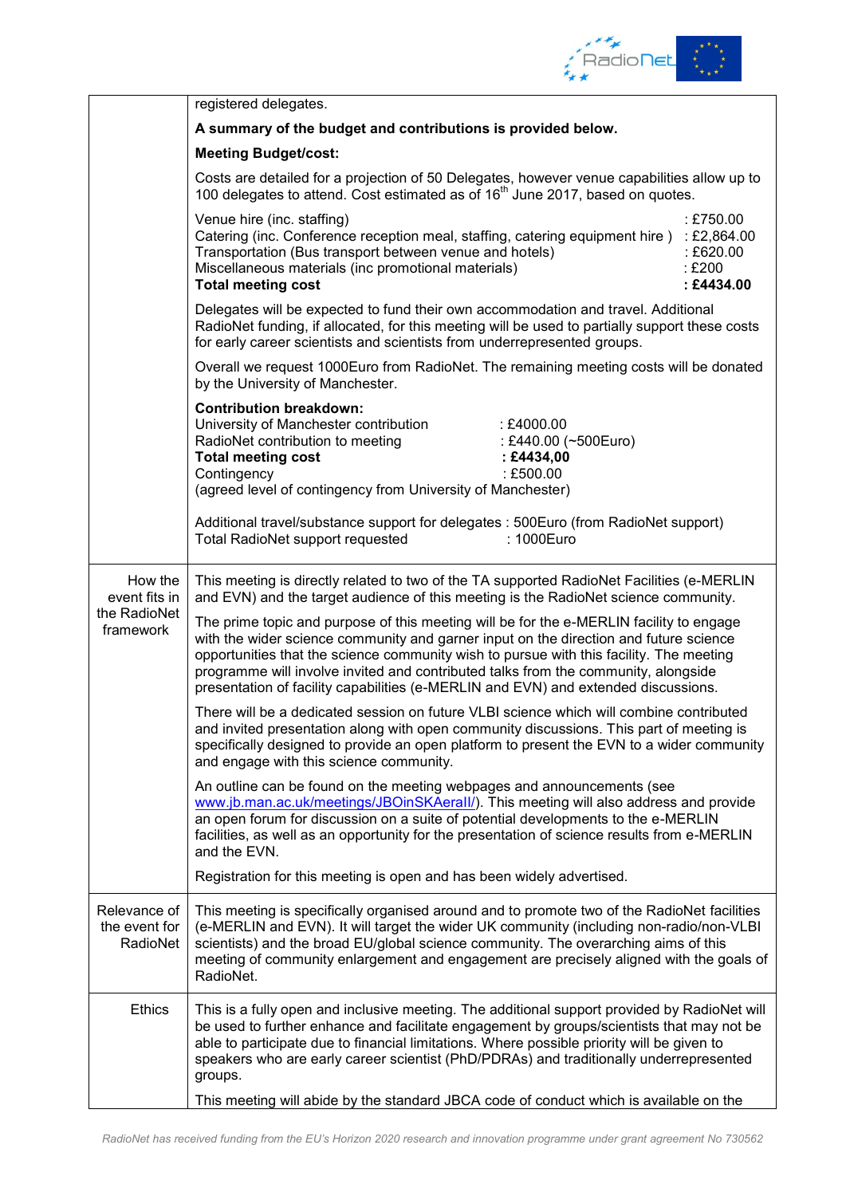| | |
|---|---|
| | registered delegates.<br><br>**A summary of the budget and contributions is provided below.**<br><br>**Meeting Budget/cost:**<br><br>Costs are detailed for a projection of 50 Delegates, however venue capabilities allow up to 100 delegates to attend. Cost estimated as of 16th June 2017, based on quotes.<br><br>Venue hire (inc. staffing) : £750.00<br>Catering (inc. Conference reception meal, staffing, catering equipment hire ) : £2,864.00<br>Transportation (Bus transport between venue and hotels) : £620.00<br>Miscellaneous materials (inc promotional materials) : £200<br>**Total meeting cost : £4434.00**<br><br>Delegates will be expected to fund their own accommodation and travel. Additional RadioNet funding, if allocated, for this meeting will be used to partially support these costs for early career scientists and scientists from underrepresented groups.<br><br>Overall we request 1000Euro from RadioNet. The remaining meeting costs will be donated by the University of Manchester.<br><br>**Contribution breakdown:**<br>University of Manchester contribution : £4000.00<br>RadioNet contribution to meeting : £440.00 (~500Euro)<br>**Total meeting cost : £4434,00**<br>Contingency : £500.00<br>(agreed level of contingency from University of Manchester)<br><br>Additional travel/substance support for delegates : 500Euro (from RadioNet support)<br>Total RadioNet support requested : 1000Euro |
| How the event fits in the RadioNet framework | This meeting is directly related to two of the TA supported RadioNet Facilities (e-MERLIN and EVN) and the target audience of this meeting is the RadioNet science community.<br><br>The prime topic and purpose of this meeting will be for the e-MERLIN facility to engage with the wider science community and garner input on the direction and future science opportunities that the science community wish to pursue with this facility. The meeting programme will involve invited and contributed talks from the community, alongside presentation of facility capabilities (e-MERLIN and EVN) and extended discussions.<br><br>There will be a dedicated session on future VLBI science which will combine contributed and invited presentation along with open community discussions. This part of meeting is specifically designed to provide an open platform to present the EVN to a wider community and engage with this science community.<br><br>An outline can be found on the meeting webpages and announcements (see www.jb.man.ac.uk/meetings/JBOinSKAeraII/). This meeting will also address and provide an open forum for discussion on a suite of potential developments to the e-MERLIN facilities, as well as an opportunity for the presentation of science results from e-MERLIN and the EVN.<br><br>Registration for this meeting is open and has been widely advertised. |
| Relevance of the event for RadioNet | This meeting is specifically organised around and to promote two of the RadioNet facilities (e-MERLIN and EVN). It will target the wider UK community (including non-radio/non-VLBI scientists) and the broad EU/global science community. The overarching aims of this meeting of community enlargement and engagement are precisely aligned with the goals of RadioNet. |
| Ethics | This is a fully open and inclusive meeting. The additional support provided by RadioNet will be used to further enhance and facilitate engagement by groups/scientists that may not be able to participate due to financial limitations. Where possible priority will be given to speakers who are early career scientist (PhD/PDRAs) and traditionally underrepresented groups.<br><br>This meeting will abide by the standard JBCA code of conduct which is available on the |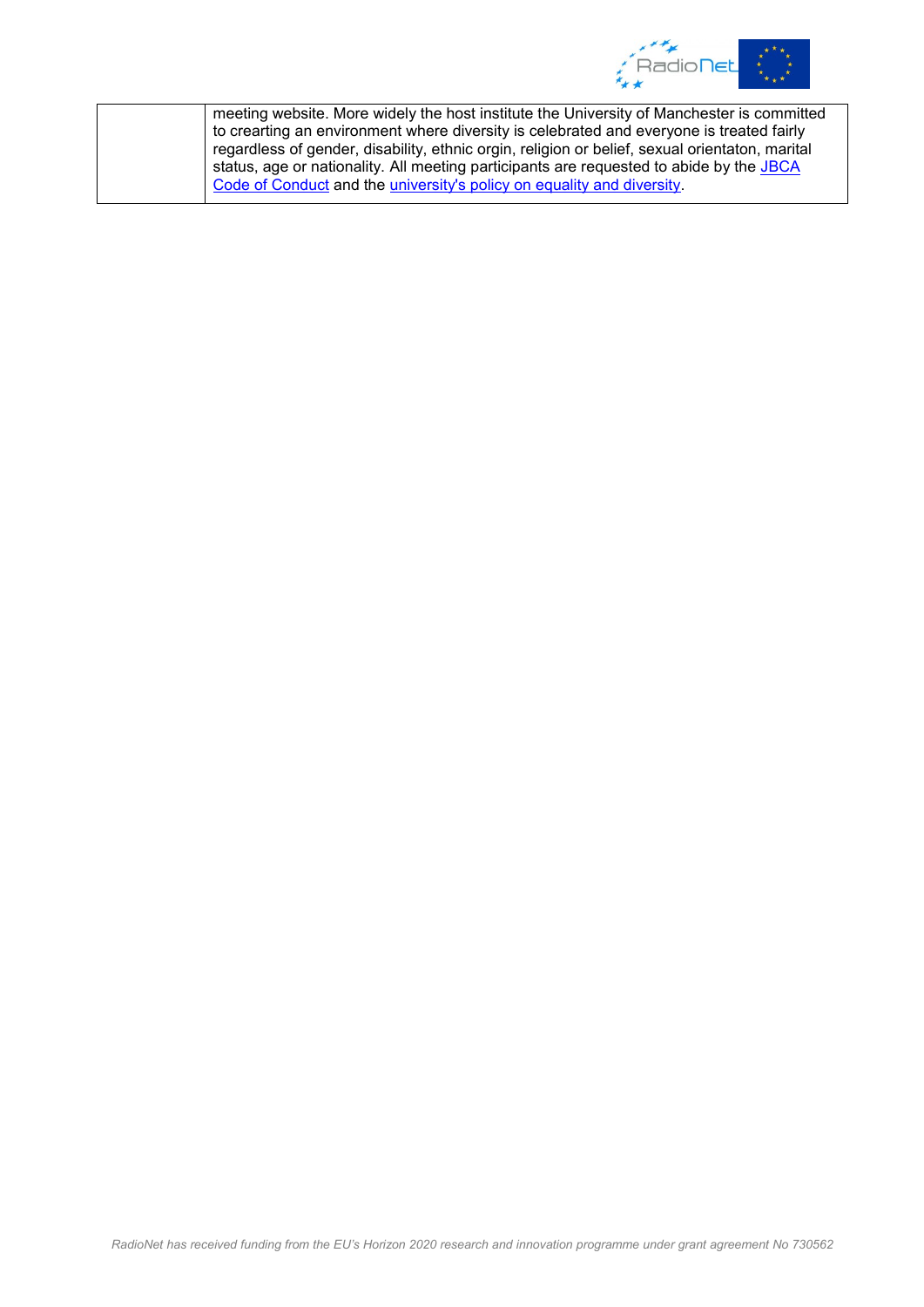| | |
|---|---|
| | meeting website. More widely the host institute the University of Manchester is committed to crearting an environment where diversity is celebrated and everyone is treated fairly regardless of gender, disability, ethnic orgin, religion or belief, sexual orientaton, marital status, age or nationality. All meeting participants are requested to abide by the JBCA Code of Conduct and the university's policy on equality and diversity. |